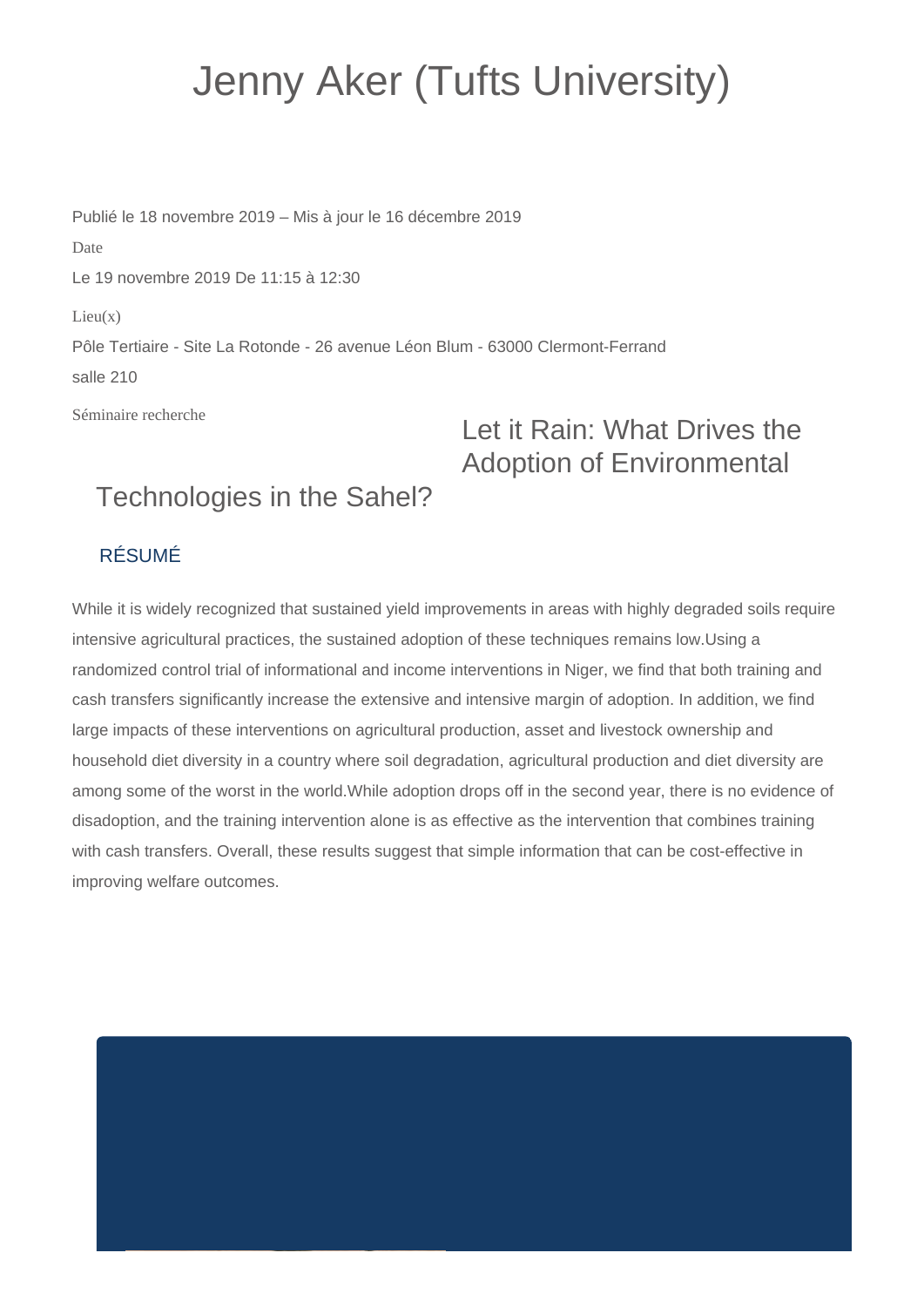# Jenny Aker (Tufts University)

Publié le 18 novembre 2019 – Mis à jour le 16 décembre 2019

Date

Le 19 novembre 2019 De 11:15 à 12:30

Lieu(x)

Pôle Tertiaire - Site La Rotonde - 26 avenue Léon Blum - 63000 Clermont-Ferrand

salle 210

Séminaire recherche

## Let it Rain: What Drives the Adoption of Environmental Technologies in the Sahel?

### RÉSUMÉ

While it is widely recognized that sustained yield improvements in areas with highly degraded soils require intensive agricultural practices, the sustained adoption of these techniques remains low.Using a randomized control trial of informational and income interventions in Niger, we find that both training and cash transfers significantly increase the extensive and intensive margin of adoption. In addition, we find large impacts of these interventions on agricultural production, asset and livestock ownership and household diet diversity in a country where soil degradation, agricultural production and diet diversity are among some of the worst in the world.While adoption drops off in the second year, there is no evidence of disadoption, and the training intervention alone is as effective as the intervention that combines training with cash transfers. Overall, these results suggest that simple information that can be cost-effective in improving welfare outcomes.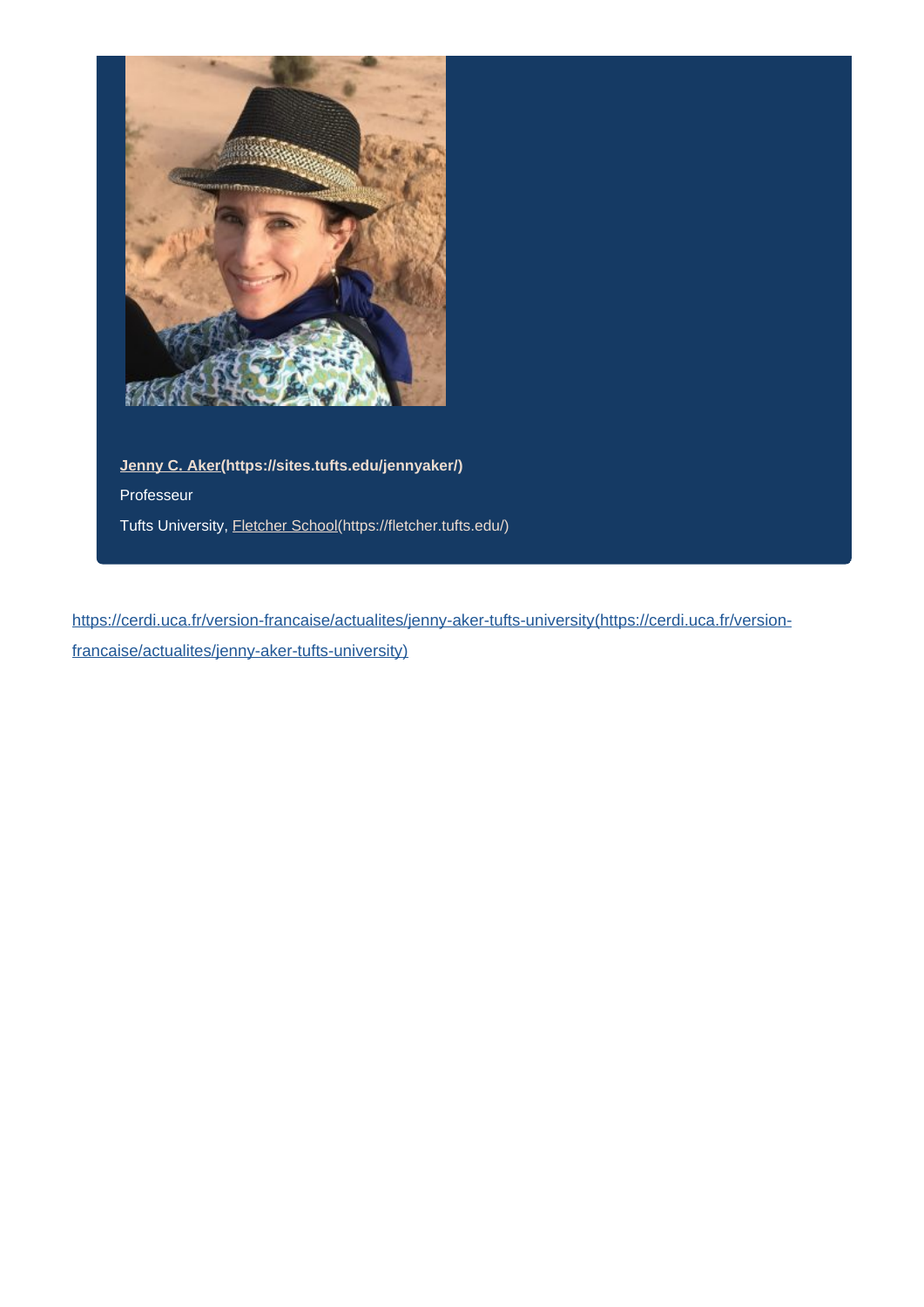**Jenny C. Aker(https://sites.tufts.edu/jennyaker/)**

Professeur

Tufts University, Fletcher School(https://fletcher.tufts.edu/)

https://cerdi.uca.fr/version-francaise/actualites/jenny-aker-tufts-university(https://cerdi.uca.fr/version-francaise/actualites/jenny-aker-tufts-university)